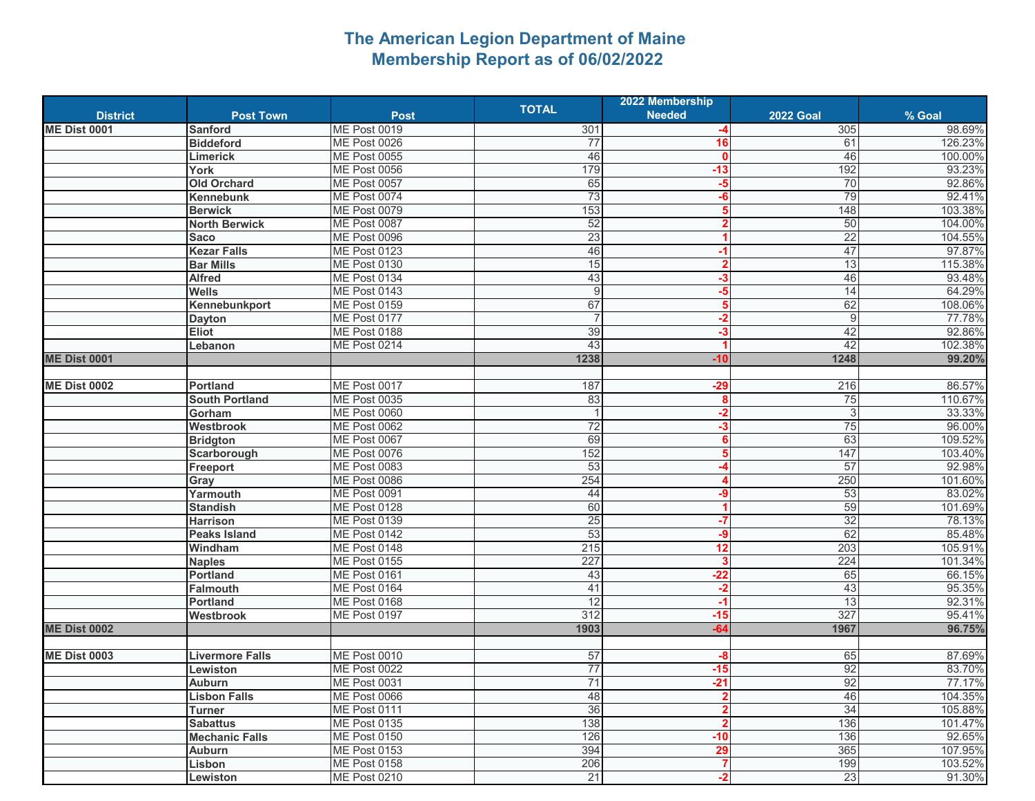# The American Legion Department of Maine
## Membership Report as of 06/02/2022

| District | Post Town | Post | TOTAL | 2022 Membership Needed | 2022 Goal | % Goal |
|---|---|---|---|---|---|---|
| ME Dist 0001 | Sanford | ME Post 0019 | 301 | -4 | 305 | 98.69% |
| | Biddeford | ME Post 0026 | 77 | 16 | 61 | 126.23% |
| | Limerick | ME Post 0055 | 46 | 0 | 46 | 100.00% |
| | York | ME Post 0056 | 179 | -13 | 192 | 93.23% |
| | Old Orchard | ME Post 0057 | 65 | -5 | 70 | 92.86% |
| | Kennebunk | ME Post 0074 | 73 | -6 | 79 | 92.41% |
| | Berwick | ME Post 0079 | 153 | 5 | 148 | 103.38% |
| | North Berwick | ME Post 0087 | 52 | 2 | 50 | 104.00% |
| | Saco | ME Post 0096 | 23 | 1 | 22 | 104.55% |
| | Kezar Falls | ME Post 0123 | 46 | -1 | 47 | 97.87% |
| | Bar Mills | ME Post 0130 | 15 | 2 | 13 | 115.38% |
| | Alfred | ME Post 0134 | 43 | -3 | 46 | 93.48% |
| | Wells | ME Post 0143 | 9 | -5 | 14 | 64.29% |
| | Kennebunkport | ME Post 0159 | 67 | 5 | 62 | 108.06% |
| | Dayton | ME Post 0177 | 7 | -2 | 9 | 77.78% |
| | Eliot | ME Post 0188 | 39 | -3 | 42 | 92.86% |
| | Lebanon | ME Post 0214 | 43 | 1 | 42 | 102.38% |
| **ME Dist 0001** | | | **1238** | **-10** | **1248** | **99.20%** |
| | | | | | | |
| ME Dist 0002 | Portland | ME Post 0017 | 187 | -29 | 216 | 86.57% |
| | South Portland | ME Post 0035 | 83 | 8 | 75 | 110.67% |
| | Gorham | ME Post 0060 | 1 | -2 | 3 | 33.33% |
| | Westbrook | ME Post 0062 | 72 | -3 | 75 | 96.00% |
| | Bridgton | ME Post 0067 | 69 | 6 | 63 | 109.52% |
| | Scarborough | ME Post 0076 | 152 | 5 | 147 | 103.40% |
| | Freeport | ME Post 0083 | 53 | -4 | 57 | 92.98% |
| | Gray | ME Post 0086 | 254 | 4 | 250 | 101.60% |
| | Yarmouth | ME Post 0091 | 44 | -9 | 53 | 83.02% |
| | Standish | ME Post 0128 | 60 | 1 | 59 | 101.69% |
| | Harrison | ME Post 0139 | 25 | -7 | 32 | 78.13% |
| | Peaks Island | ME Post 0142 | 53 | -9 | 62 | 85.48% |
| | Windham | ME Post 0148 | 215 | 12 | 203 | 105.91% |
| | Naples | ME Post 0155 | 227 | 3 | 224 | 101.34% |
| | Portland | ME Post 0161 | 43 | -22 | 65 | 66.15% |
| | Falmouth | ME Post 0164 | 41 | -2 | 43 | 95.35% |
| | Portland | ME Post 0168 | 12 | -1 | 13 | 92.31% |
| | Westbrook | ME Post 0197 | 312 | -15 | 327 | 95.41% |
| **ME Dist 0002** | | | **1903** | **-64** | **1967** | **96.75%** |
| | | | | | | |
| ME Dist 0003 | Livermore Falls | ME Post 0010 | 57 | -8 | 65 | 87.69% |
| | Lewiston | ME Post 0022 | 77 | -15 | 92 | 83.70% |
| | Auburn | ME Post 0031 | 71 | -21 | 92 | 77.17% |
| | Lisbon Falls | ME Post 0066 | 48 | 2 | 46 | 104.35% |
| | Turner | ME Post 0111 | 36 | 2 | 34 | 105.88% |
| | Sabattus | ME Post 0135 | 138 | 2 | 136 | 101.47% |
| | Mechanic Falls | ME Post 0150 | 126 | -10 | 136 | 92.65% |
| | Auburn | ME Post 0153 | 394 | 29 | 365 | 107.95% |
| | Lisbon | ME Post 0158 | 206 | 7 | 199 | 103.52% |
| | Lewiston | ME Post 0210 | 21 | -2 | 23 | 91.30% |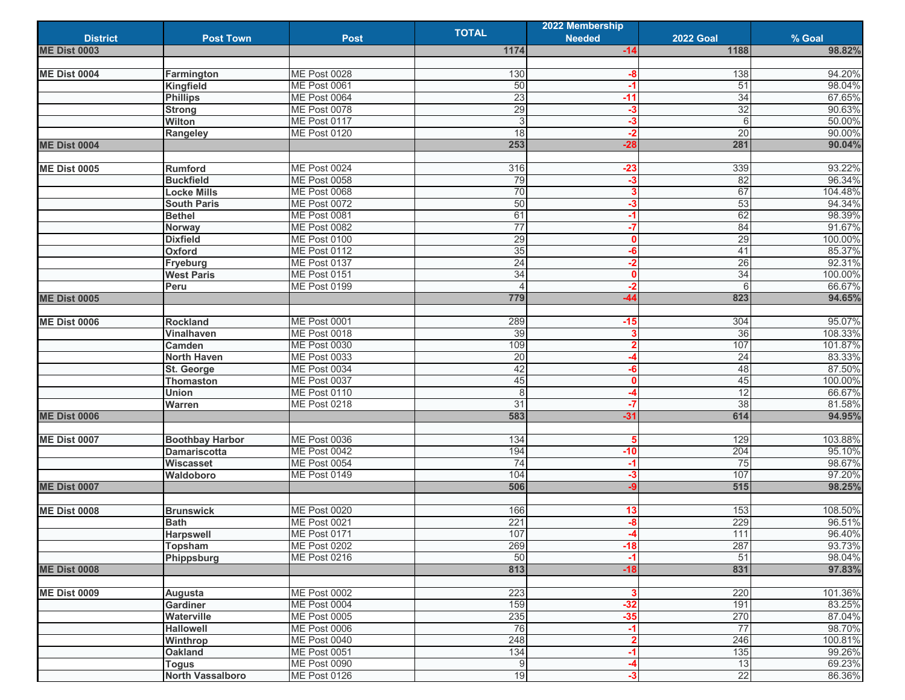| District | Post Town | Post | TOTAL | 2022 Membership Needed | 2022 Goal | % Goal |
|---|---|---|---|---|---|---|
| **ME Dist 0003** | | | **1174** | **-14** | **1188** | **98.82%** |
| | | | | | | |
| **ME Dist 0004** | **Farmington** | ME Post 0028 | 130 | **-8** | 138 | 94.20% |
| | **Kingfield** | ME Post 0061 | 50 | **-1** | 51 | 98.04% |
| | **Phillips** | ME Post 0064 | 23 | **-11** | 34 | 67.65% |
| | **Strong** | ME Post 0078 | 29 | **-3** | 32 | 90.63% |
| | **Wilton** | ME Post 0117 | 3 | **-3** | 6 | 50.00% |
| | **Rangeley** | ME Post 0120 | 18 | **-2** | 20 | 90.00% |
| **ME Dist 0004** | | | **253** | **-28** | **281** | **90.04%** |
| | | | | | | |
| **ME Dist 0005** | **Rumford** | ME Post 0024 | 316 | **-23** | 339 | 93.22% |
| | **Buckfield** | ME Post 0058 | 79 | **-3** | 82 | 96.34% |
| | **Locke Mills** | ME Post 0068 | 70 | **3** | 67 | 104.48% |
| | **South Paris** | ME Post 0072 | 50 | **-3** | 53 | 94.34% |
| | **Bethel** | ME Post 0081 | 61 | **-1** | 62 | 98.39% |
| | **Norway** | ME Post 0082 | 77 | **-7** | 84 | 91.67% |
| | **Dixfield** | ME Post 0100 | 29 | **0** | 29 | 100.00% |
| | **Oxford** | ME Post 0112 | 35 | **-6** | 41 | 85.37% |
| | **Fryeburg** | ME Post 0137 | 24 | **-2** | 26 | 92.31% |
| | **West Paris** | ME Post 0151 | 34 | **0** | 34 | 100.00% |
| | **Peru** | ME Post 0199 | 4 | **-2** | 6 | 66.67% |
| **ME Dist 0005** | | | **779** | **-44** | **823** | **94.65%** |
| | | | | | | |
| **ME Dist 0006** | **Rockland** | ME Post 0001 | 289 | **-15** | 304 | 95.07% |
| | **Vinalhaven** | ME Post 0018 | 39 | **3** | 36 | 108.33% |
| | **Camden** | ME Post 0030 | 109 | **2** | 107 | 101.87% |
| | **North Haven** | ME Post 0033 | 20 | **-4** | 24 | 83.33% |
| | **St. George** | ME Post 0034 | 42 | **-6** | 48 | 87.50% |
| | **Thomaston** | ME Post 0037 | 45 | **0** | 45 | 100.00% |
| | **Union** | ME Post 0110 | 8 | **-4** | 12 | 66.67% |
| | **Warren** | ME Post 0218 | 31 | **-7** | 38 | 81.58% |
| **ME Dist 0006** | | | **583** | **-31** | **614** | **94.95%** |
| | | | | | | |
| **ME Dist 0007** | **Boothbay Harbor** | ME Post 0036 | 134 | **5** | 129 | 103.88% |
| | **Damariscotta** | ME Post 0042 | 194 | **-10** | 204 | 95.10% |
| | **Wiscasset** | ME Post 0054 | 74 | **-1** | 75 | 98.67% |
| | **Waldoboro** | ME Post 0149 | 104 | **-3** | 107 | 97.20% |
| **ME Dist 0007** | | | **506** | **-9** | **515** | **98.25%** |
| | | | | | | |
| **ME Dist 0008** | **Brunswick** | ME Post 0020 | 166 | **13** | 153 | 108.50% |
| | **Bath** | ME Post 0021 | 221 | **-8** | 229 | 96.51% |
| | **Harpswell** | ME Post 0171 | 107 | **-4** | 111 | 96.40% |
| | **Topsham** | ME Post 0202 | 269 | **-18** | 287 | 93.73% |
| | **Phippsburg** | ME Post 0216 | 50 | **-1** | 51 | 98.04% |
| **ME Dist 0008** | | | **813** | **-18** | **831** | **97.83%** |
| | | | | | | |
| **ME Dist 0009** | **Augusta** | ME Post 0002 | 223 | **3** | 220 | 101.36% |
| | **Gardiner** | ME Post 0004 | 159 | **-32** | 191 | 83.25% |
| | **Waterville** | ME Post 0005 | 235 | **-35** | 270 | 87.04% |
| | **Hallowell** | ME Post 0006 | 76 | **-1** | 77 | 98.70% |
| | **Winthrop** | ME Post 0040 | 248 | **2** | 246 | 100.81% |
| | **Oakland** | ME Post 0051 | 134 | **-1** | 135 | 99.26% |
| | **Togus** | ME Post 0090 | 9 | **-4** | 13 | 69.23% |
| | **North Vassalboro** | ME Post 0126 | 19 | **-3** | 22 | 86.36% |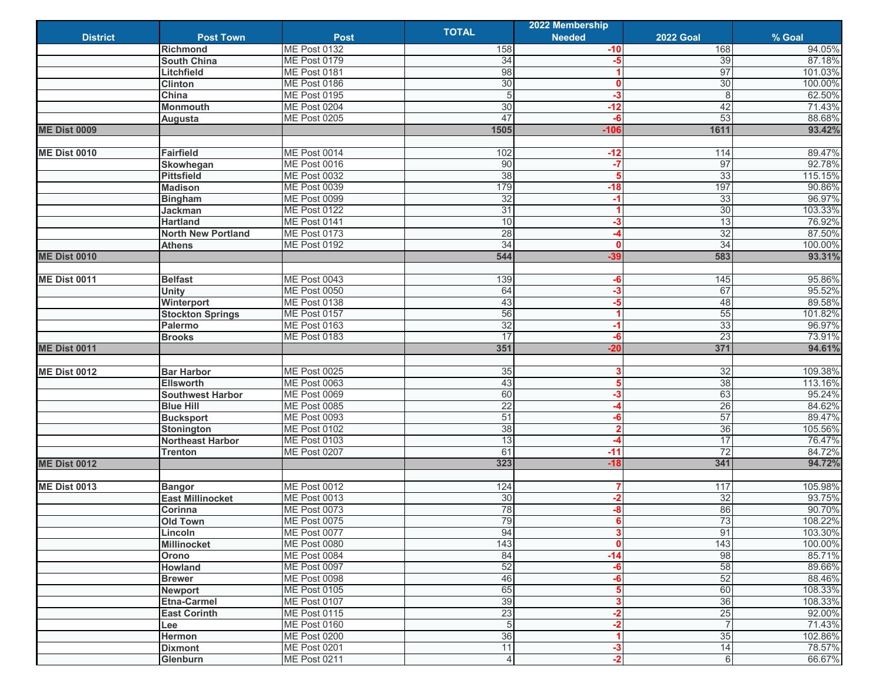| District | Post Town | Post | TOTAL | 2022 Membership Needed | 2022 Goal | % Goal |
|---|---|---|---|---|---|---|
| | **Richmond** | ME Post 0132 | 158 | -10 | 168 | 94.05% |
| | **South China** | ME Post 0179 | 34 | -5 | 39 | 87.18% |
| | **Litchfield** | ME Post 0181 | 98 | 1 | 97 | 101.03% |
| | **Clinton** | ME Post 0186 | 30 | 0 | 30 | 100.00% |
| | **China** | ME Post 0195 | 5 | -3 | 8 | 62.50% |
| | **Monmouth** | ME Post 0204 | 30 | -12 | 42 | 71.43% |
| | **Augusta** | ME Post 0205 | 47 | -6 | 53 | 88.68% |
| **ME Dist 0009** | | | **1505** | **-106** | **1611** | **93.42%** |
| | | | | | | |
| **ME Dist 0010** | **Fairfield** | ME Post 0014 | 102 | -12 | 114 | 89.47% |
| | **Skowhegan** | ME Post 0016 | 90 | -7 | 97 | 92.78% |
| | **Pittsfield** | ME Post 0032 | 38 | 5 | 33 | 115.15% |
| | **Madison** | ME Post 0039 | 179 | -18 | 197 | 90.86% |
| | **Bingham** | ME Post 0099 | 32 | -1 | 33 | 96.97% |
| | **Jackman** | ME Post 0122 | 31 | 1 | 30 | 103.33% |
| | **Hartland** | ME Post 0141 | 10 | -3 | 13 | 76.92% |
| | **North New Portland** | ME Post 0173 | 28 | -4 | 32 | 87.50% |
| | **Athens** | ME Post 0192 | 34 | 0 | 34 | 100.00% |
| **ME Dist 0010** | | | **544** | **-39** | **583** | **93.31%** |
| | | | | | | |
| **ME Dist 0011** | **Belfast** | ME Post 0043 | 139 | -6 | 145 | 95.86% |
| | **Unity** | ME Post 0050 | 64 | -3 | 67 | 95.52% |
| | **Winterport** | ME Post 0138 | 43 | -5 | 48 | 89.58% |
| | **Stockton Springs** | ME Post 0157 | 56 | 1 | 55 | 101.82% |
| | **Palermo** | ME Post 0163 | 32 | -1 | 33 | 96.97% |
| | **Brooks** | ME Post 0183 | 17 | -6 | 23 | 73.91% |
| **ME Dist 0011** | | | **351** | **-20** | **371** | **94.61%** |
| | | | | | | |
| **ME Dist 0012** | **Bar Harbor** | ME Post 0025 | 35 | 3 | 32 | 109.38% |
| | **Ellsworth** | ME Post 0063 | 43 | 5 | 38 | 113.16% |
| | **Southwest Harbor** | ME Post 0069 | 60 | -3 | 63 | 95.24% |
| | **Blue Hill** | ME Post 0085 | 22 | -4 | 26 | 84.62% |
| | **Bucksport** | ME Post 0093 | 51 | -6 | 57 | 89.47% |
| | **Stonington** | ME Post 0102 | 38 | 2 | 36 | 105.56% |
| | **Northeast Harbor** | ME Post 0103 | 13 | -4 | 17 | 76.47% |
| | **Trenton** | ME Post 0207 | 61 | -11 | 72 | 84.72% |
| **ME Dist 0012** | | | **323** | **-18** | **341** | **94.72%** |
| | | | | | | |
| **ME Dist 0013** | **Bangor** | ME Post 0012 | 124 | 7 | 117 | 105.98% |
| | **East Millinocket** | ME Post 0013 | 30 | -2 | 32 | 93.75% |
| | **Corinna** | ME Post 0073 | 78 | -8 | 86 | 90.70% |
| | **Old Town** | ME Post 0075 | 79 | 6 | 73 | 108.22% |
| | **Lincoln** | ME Post 0077 | 94 | 3 | 91 | 103.30% |
| | **Millinocket** | ME Post 0080 | 143 | 0 | 143 | 100.00% |
| | **Orono** | ME Post 0084 | 84 | -14 | 98 | 85.71% |
| | **Howland** | ME Post 0097 | 52 | -6 | 58 | 89.66% |
| | **Brewer** | ME Post 0098 | 46 | -6 | 52 | 88.46% |
| | **Newport** | ME Post 0105 | 65 | 5 | 60 | 108.33% |
| | **Etna-Carmel** | ME Post 0107 | 39 | 3 | 36 | 108.33% |
| | **East Corinth** | ME Post 0115 | 23 | -2 | 25 | 92.00% |
| | **Lee** | ME Post 0160 | 5 | -2 | 7 | 71.43% |
| | **Hermon** | ME Post 0200 | 36 | 1 | 35 | 102.86% |
| | **Dixmont** | ME Post 0201 | 11 | -3 | 14 | 78.57% |
| | **Glenburn** | ME Post 0211 | 4 | -2 | 6 | 66.67% |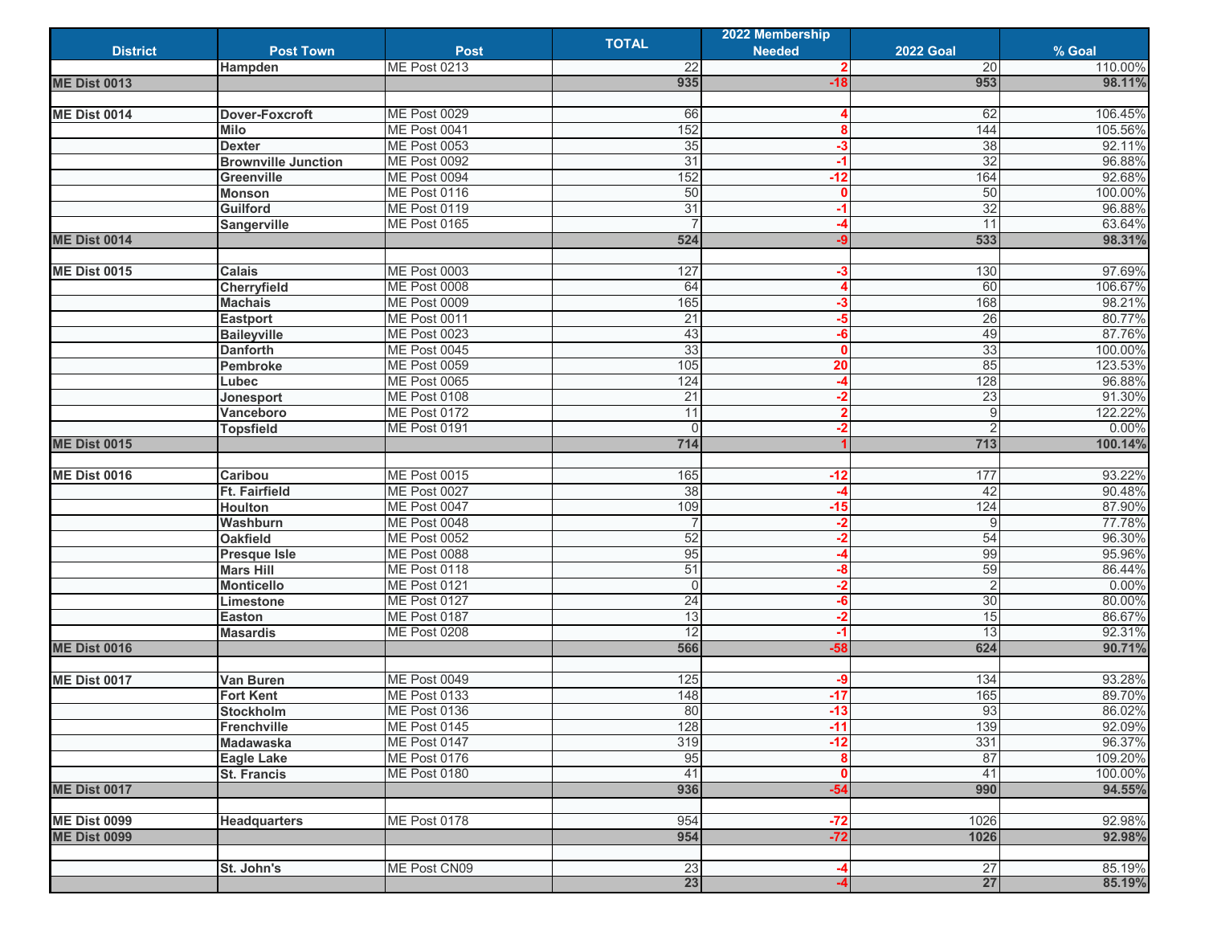| District | Post Town | Post | TOTAL | 2022 Membership Needed | 2022 Goal | % Goal |
|---|---|---|---|---|---|---|
| | **Hampden** | ME Post 0213 | 22 | **2** | 20 | 110.00% |
| **ME Dist 0013** | | | **935** | **-18** | **953** | **98.11%** |
| | | | | | | |
| **ME Dist 0014** | **Dover-Foxcroft** | ME Post 0029 | 66 | **4** | 62 | 106.45% |
| | **Milo** | ME Post 0041 | 152 | **8** | 144 | 105.56% |
| | **Dexter** | ME Post 0053 | 35 | **-3** | 38 | 92.11% |
| | **Brownville Junction** | ME Post 0092 | 31 | **-1** | 32 | 96.88% |
| | **Greenville** | ME Post 0094 | 152 | **-12** | 164 | 92.68% |
| | **Monson** | ME Post 0116 | 50 | **0** | 50 | 100.00% |
| | **Guilford** | ME Post 0119 | 31 | **-1** | 32 | 96.88% |
| | **Sangerville** | ME Post 0165 | 7 | **-4** | 11 | 63.64% |
| **ME Dist 0014** | | | **524** | **-9** | **533** | **98.31%** |
| | | | | | | |
| **ME Dist 0015** | **Calais** | ME Post 0003 | 127 | **-3** | 130 | 97.69% |
| | **Cherryfield** | ME Post 0008 | 64 | **4** | 60 | 106.67% |
| | **Machais** | ME Post 0009 | 165 | **-3** | 168 | 98.21% |
| | **Eastport** | ME Post 0011 | 21 | **-5** | 26 | 80.77% |
| | **Baileyville** | ME Post 0023 | 43 | **-6** | 49 | 87.76% |
| | **Danforth** | ME Post 0045 | 33 | **0** | 33 | 100.00% |
| | **Pembroke** | ME Post 0059 | 105 | **20** | 85 | 123.53% |
| | **Lubec** | ME Post 0065 | 124 | **-4** | 128 | 96.88% |
| | **Jonesport** | ME Post 0108 | 21 | **-2** | 23 | 91.30% |
| | **Vanceboro** | ME Post 0172 | 11 | **2** | 9 | 122.22% |
| | **Topsfield** | ME Post 0191 | 0 | **-2** | 2 | 0.00% |
| **ME Dist 0015** | | | **714** | **1** | **713** | **100.14%** |
| | | | | | | |
| **ME Dist 0016** | **Caribou** | ME Post 0015 | 165 | **-12** | 177 | 93.22% |
| | **Ft. Fairfield** | ME Post 0027 | 38 | **-4** | 42 | 90.48% |
| | **Houlton** | ME Post 0047 | 109 | **-15** | 124 | 87.90% |
| | **Washburn** | ME Post 0048 | 7 | **-2** | 9 | 77.78% |
| | **Oakfield** | ME Post 0052 | 52 | **-2** | 54 | 96.30% |
| | **Presque Isle** | ME Post 0088 | 95 | **-4** | 99 | 95.96% |
| | **Mars Hill** | ME Post 0118 | 51 | **-8** | 59 | 86.44% |
| | **Monticello** | ME Post 0121 | 0 | **-2** | 2 | 0.00% |
| | **Limestone** | ME Post 0127 | 24 | **-6** | 30 | 80.00% |
| | **Easton** | ME Post 0187 | 13 | **-2** | 15 | 86.67% |
| | **Masardis** | ME Post 0208 | 12 | **-1** | 13 | 92.31% |
| **ME Dist 0016** | | | **566** | **-58** | **624** | **90.71%** |
| | | | | | | |
| **ME Dist 0017** | **Van Buren** | ME Post 0049 | 125 | **-9** | 134 | 93.28% |
| | **Fort Kent** | ME Post 0133 | 148 | **-17** | 165 | 89.70% |
| | **Stockholm** | ME Post 0136 | 80 | **-13** | 93 | 86.02% |
| | **Frenchville** | ME Post 0145 | 128 | **-11** | 139 | 92.09% |
| | **Madawaska** | ME Post 0147 | 319 | **-12** | 331 | 96.37% |
| | **Eagle Lake** | ME Post 0176 | 95 | **8** | 87 | 109.20% |
| | **St. Francis** | ME Post 0180 | 41 | **0** | 41 | 100.00% |
| **ME Dist 0017** | | | **936** | **-54** | **990** | **94.55%** |
| | | | | | | |
| **ME Dist 0099** | **Headquarters** | ME Post 0178 | 954 | **-72** | 1026 | 92.98% |
| **ME Dist 0099** | | | **954** | **-72** | **1026** | **92.98%** |
| | | | | | | |
| | **St. John's** | ME Post CN09 | 23 | **-4** | 27 | 85.19% |
| | | | **23** | **-4** | **27** | **85.19%** |